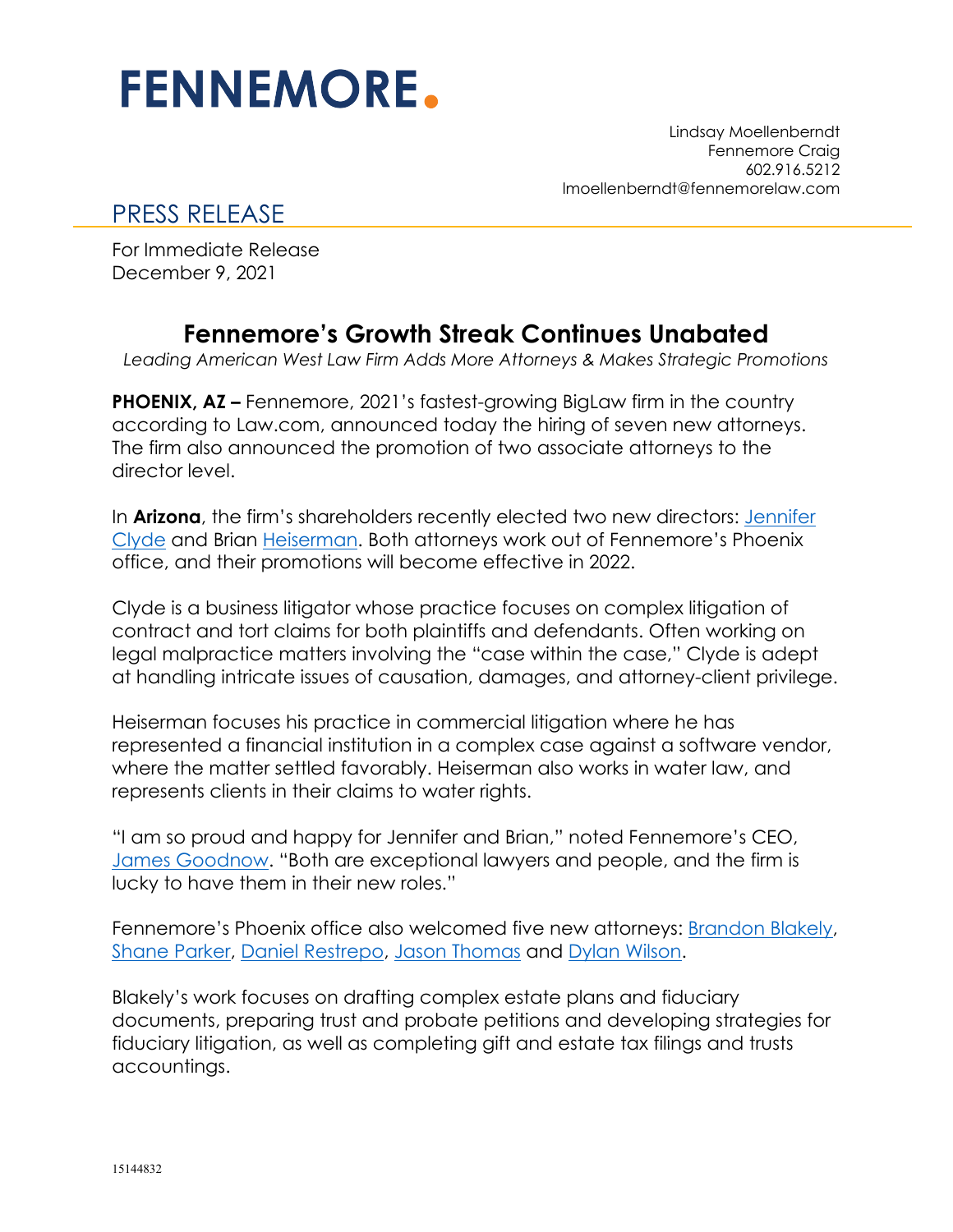# FENNEMORE.

Lindsay Moellenberndt
Fennemore Craig
602.916.5212
lmoellenberndt@fennemorelaw.com

## PRESS RELEASE

For Immediate Release
December 9, 2021

## Fennemore's Growth Streak Continues Unabated

*Leading American West Law Firm Adds More Attorneys & Makes Strategic Promotions*

**PHOENIX, AZ –** Fennemore, 2021's fastest-growing BigLaw firm in the country according to Law.com, announced today the hiring of seven new attorneys. The firm also announced the promotion of two associate attorneys to the director level.

In **Arizona**, the firm's shareholders recently elected two new directors: Jennifer Clyde and Brian Heiserman. Both attorneys work out of Fennemore's Phoenix office, and their promotions will become effective in 2022.

Clyde is a business litigator whose practice focuses on complex litigation of contract and tort claims for both plaintiffs and defendants. Often working on legal malpractice matters involving the "case within the case," Clyde is adept at handling intricate issues of causation, damages, and attorney-client privilege.

Heiserman focuses his practice in commercial litigation where he has represented a financial institution in a complex case against a software vendor, where the matter settled favorably. Heiserman also works in water law, and represents clients in their claims to water rights.

"I am so proud and happy for Jennifer and Brian," noted Fennemore's CEO, James Goodnow. "Both are exceptional lawyers and people, and the firm is lucky to have them in their new roles."

Fennemore's Phoenix office also welcomed five new attorneys: Brandon Blakely, Shane Parker, Daniel Restrepo, Jason Thomas and Dylan Wilson.

Blakely's work focuses on drafting complex estate plans and fiduciary documents, preparing trust and probate petitions and developing strategies for fiduciary litigation, as well as completing gift and estate tax filings and trusts accountings.

15144832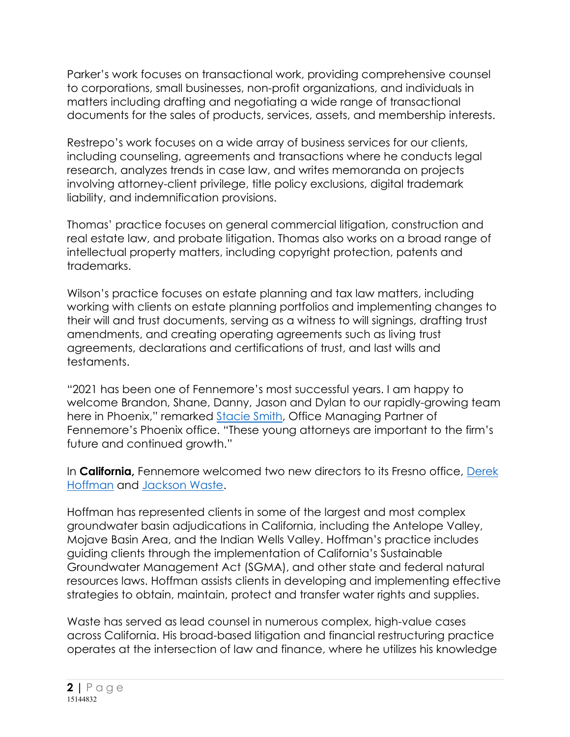Parker's work focuses on transactional work, providing comprehensive counsel to corporations, small businesses, non-profit organizations, and individuals in matters including drafting and negotiating a wide range of transactional documents for the sales of products, services, assets, and membership interests.

Restrepo's work focuses on a wide array of business services for our clients, including counseling, agreements and transactions where he conducts legal research, analyzes trends in case law, and writes memoranda on projects involving attorney-client privilege, title policy exclusions, digital trademark liability, and indemnification provisions.

Thomas' practice focuses on general commercial litigation, construction and real estate law, and probate litigation. Thomas also works on a broad range of intellectual property matters, including copyright protection, patents and trademarks.

Wilson's practice focuses on estate planning and tax law matters, including working with clients on estate planning portfolios and implementing changes to their will and trust documents, serving as a witness to will signings, drafting trust amendments, and creating operating agreements such as living trust agreements, declarations and certifications of trust, and last wills and testaments.

"2021 has been one of Fennemore's most successful years. I am happy to welcome Brandon, Shane, Danny, Jason and Dylan to our rapidly-growing team here in Phoenix," remarked Stacie Smith, Office Managing Partner of Fennemore's Phoenix office. "These young attorneys are important to the firm's future and continued growth."

In **California,** Fennemore welcomed two new directors to its Fresno office, Derek Hoffman and Jackson Waste.

Hoffman has represented clients in some of the largest and most complex groundwater basin adjudications in California, including the Antelope Valley, Mojave Basin Area, and the Indian Wells Valley. Hoffman's practice includes guiding clients through the implementation of California's Sustainable Groundwater Management Act (SGMA), and other state and federal natural resources laws. Hoffman assists clients in developing and implementing effective strategies to obtain, maintain, protect and transfer water rights and supplies.

Waste has served as lead counsel in numerous complex, high-value cases across California. His broad-based litigation and financial restructuring practice operates at the intersection of law and finance, where he utilizes his knowledge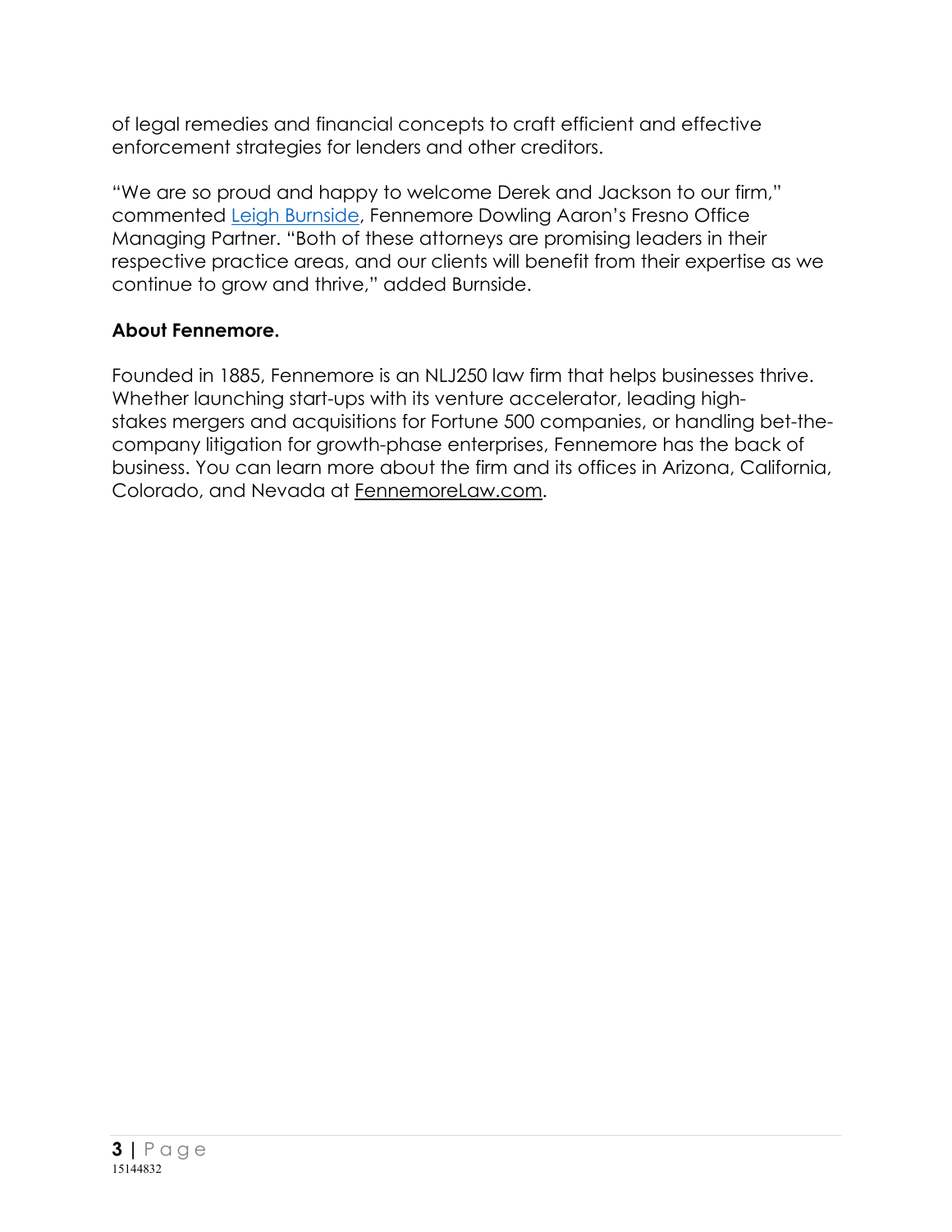of legal remedies and financial concepts to craft efficient and effective enforcement strategies for lenders and other creditors.

"We are so proud and happy to welcome Derek and Jackson to our firm," commented Leigh Burnside, Fennemore Dowling Aaron's Fresno Office Managing Partner. "Both of these attorneys are promising leaders in their respective practice areas, and our clients will benefit from their expertise as we continue to grow and thrive," added Burnside.

**About Fennemore.**

Founded in 1885, Fennemore is an NLJ250 law firm that helps businesses thrive. Whether launching start-ups with its venture accelerator, leading high-stakes mergers and acquisitions for Fortune 500 companies, or handling bet-the-company litigation for growth-phase enterprises, Fennemore has the back of business. You can learn more about the firm and its offices in Arizona, California, Colorado, and Nevada at FennemoreLaw.com.

15144832